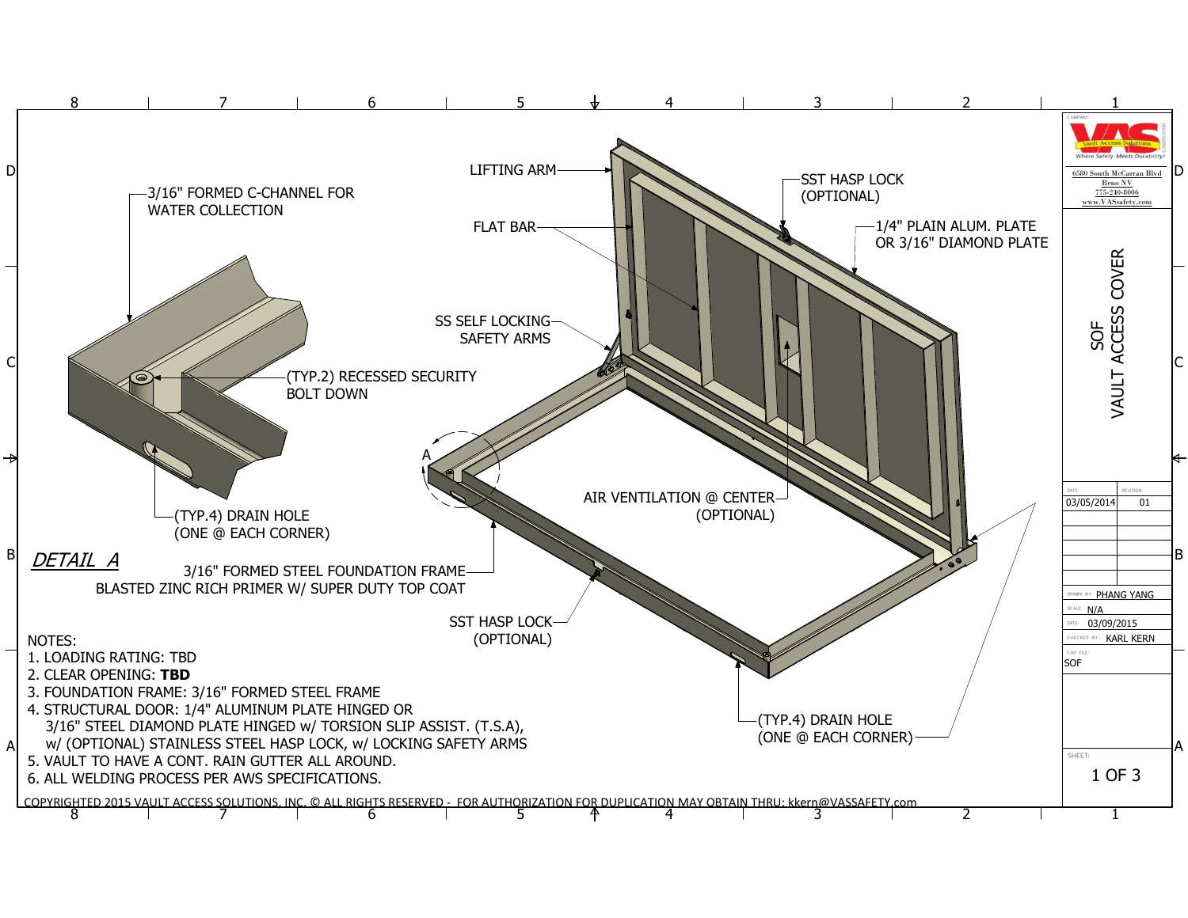# SOF VAULT ACCESS COVER

Vault Access Solutions — Where Safety Meets Durability!

6580 South McCarran Blvd
Reno NV
775-240-8006
www.VASsafety.com

- LIFTING ARM
- FLAT BAR
- SS SELF LOCKING SAFETY ARMS
- SST HASP LOCK (OPTIONAL)
- 1/4" PLAIN ALUM. PLATE OR 3/16" DIAMOND PLATE
- AIR VENTILATION @ CENTER (OPTIONAL)
- 3/16" FORMED STEEL FOUNDATION FRAME BLASTED ZINC RICH PRIMER W/ SUPER DUTY TOP COAT
- SST HASP LOCK (OPTIONAL)
- (TYP.4) DRAIN HOLE (ONE @ EACH CORNER)

## *DETAIL A*

- 3/16" FORMED C-CHANNEL FOR WATER COLLECTION
- (TYP.2) RECESSED SECURITY BOLT DOWN
- (TYP.4) DRAIN HOLE (ONE @ EACH CORNER)

## NOTES:

1. LOADING RATING: TBD
2. CLEAR OPENING: **TBD**
3. FOUNDATION FRAME: 3/16" FORMED STEEL FRAME
4. STRUCTURAL DOOR: 1/4" ALUMINUM PLATE HINGED OR 3/16" STEEL DIAMOND PLATE HINGED w/ TORSION SLIP ASSIST. (T.S.A), w/ (OPTIONAL) STAINLESS STEEL HASP LOCK, w/ LOCKING SAFETY ARMS
5. VAULT TO HAVE A CONT. RAIN GUTTER ALL AROUND.
6. ALL WELDING PROCESS PER AWS SPECIFICATIONS.

| DATE: | REVISION: |
| --- | --- |
| 03/05/2014 | 01 |

DRAWN BY: PHANG YANG
SCALE: N/A
DATE: 03/09/2015
CHECKED BY: KARL KERN
CAD FILE: SOF

COPYRIGHTED 2015 VAULT ACCESS SOLUTIONS, INC. © ALL RIGHTS RESERVED - FOR AUTHORIZATION FOR DUPLICATION MAY OBTAIN THRU: kkern@VASSAFETY.com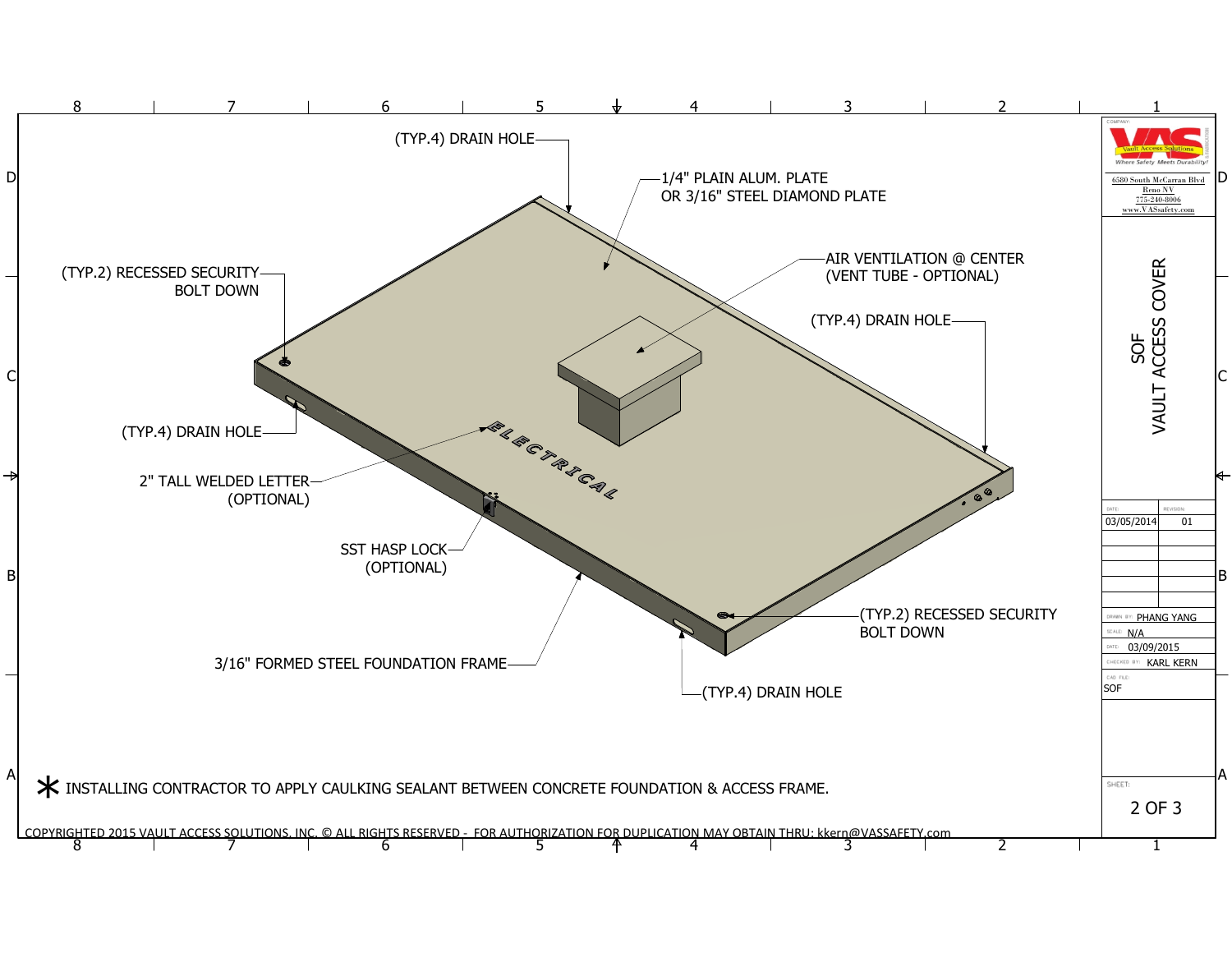(TYP.4) DRAIN HOLE

1/4" PLAIN ALUM. PLATE
OR 3/16" STEEL DIAMOND PLATE

(TYP.2) RECESSED SECURITY
BOLT DOWN

AIR VENTILATION @ CENTER
(VENT TUBE - OPTIONAL)

(TYP.4) DRAIN HOLE

(TYP.4) DRAIN HOLE

ELECTRICAL

2" TALL WELDED LETTER
(OPTIONAL)

SST HASP LOCK
(OPTIONAL)

(TYP.2) RECESSED SECURITY
BOLT DOWN

3/16" FORMED STEEL FOUNDATION FRAME

(TYP.4) DRAIN HOLE

* INSTALLING CONTRACTOR TO APPLY CAULKING SEALANT BETWEEN CONCRETE FOUNDATION & ACCESS FRAME.

COPYRIGHTED 2015 VAULT ACCESS SOLUTIONS, INC. © ALL RIGHTS RESERVED - FOR AUTHORIZATION FOR DUPLICATION MAY OBTAIN THRU: kkern@VASSAFETY.com

COMPANY: VAS Vault Access Solutions
Where Safety Meets Durability!

6580 South McCarran Blvd
Reno NV
775-240-8006
www.VASsafety.com

SOF
VAULT ACCESS COVER

| DATE: | REVISION: |
| --- | --- |
| 03/05/2014 | 01 |

DRAWN BY: PHANG YANG
SCALE: N/A
DATE: 03/09/2015
CHECKED BY: KARL KERN
CAD FILE: SOF
SHEET: 2 OF 3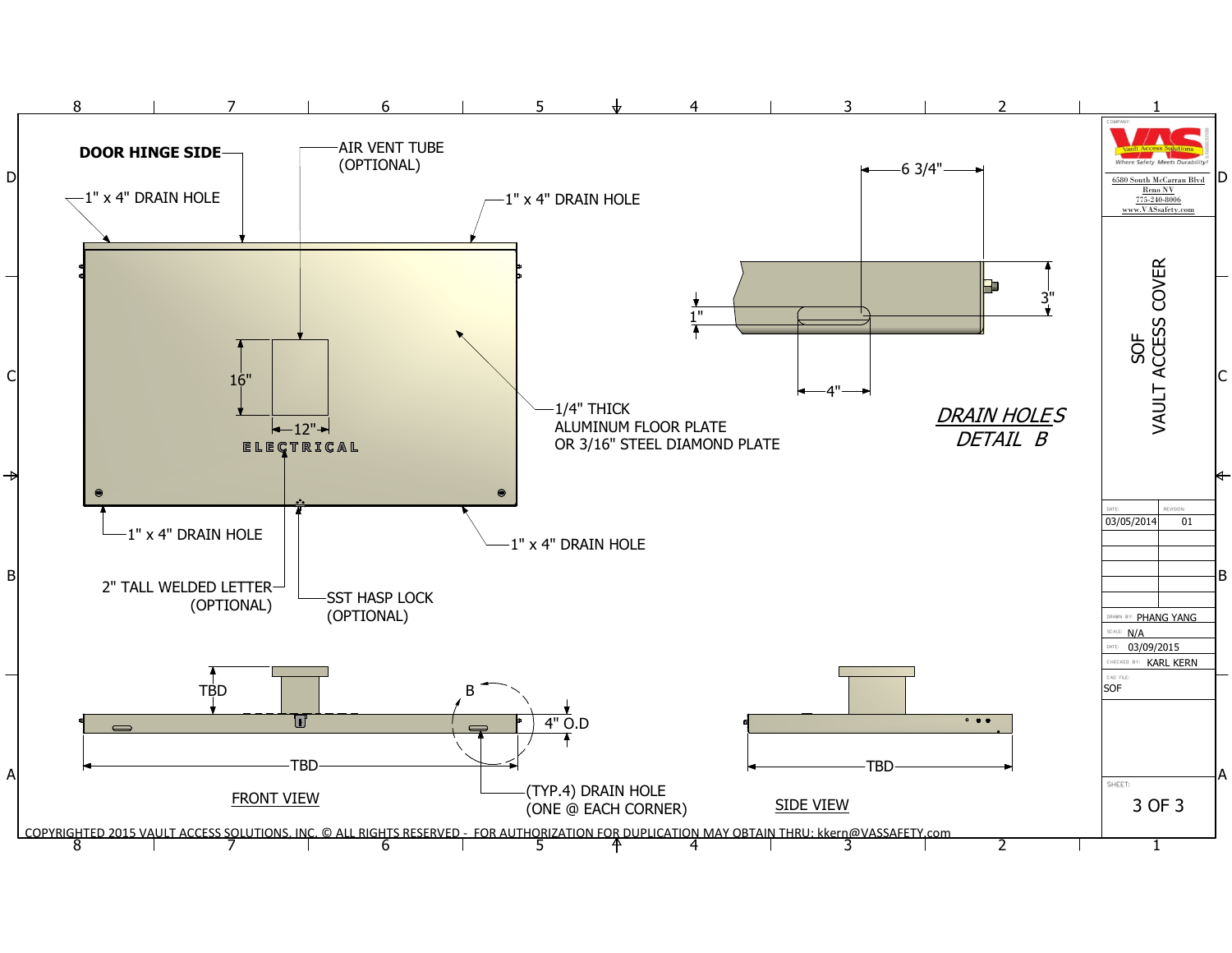DOOR HINGE SIDE

AIR VENT TUBE (OPTIONAL)

1" x 4" DRAIN HOLE

1" x 4" DRAIN HOLE

16"

12"

ELECTRICAL

1/4" THICK ALUMINUM FLOOR PLATE OR 3/16" STEEL DIAMOND PLATE

1" x 4" DRAIN HOLE

1" x 4" DRAIN HOLE

2" TALL WELDED LETTER (OPTIONAL)

SST HASP LOCK (OPTIONAL)

6 3/4"

3"

1"

4"

*DRAIN HOLES DETAIL B*

TBD

B

4" O.D

TBD

(TYP.4) DRAIN HOLE (ONE @ EACH CORNER)

FRONT VIEW

TBD

SIDE VIEW

COMPANY: VAS Vault Access Solutions — Where Safety Meets Durability!

6580 South McCarran Blvd
Reno NV
775-240-8006
www.VASsafety.com

SOF VAULT ACCESS COVER

| DATE: | REVISION: |
| --- | --- |
| 03/05/2014 | 01 |

DRAWN BY: PHANG YANG

SCALE: N/A

DATE: 03/09/2015

CHECKED BY: KARL KERN

CAD FILE: SOF

SHEET: 3 OF 3

COPYRIGHTED 2015 VAULT ACCESS SOLUTIONS, INC. © ALL RIGHTS RESERVED - FOR AUTHORIZATION FOR DUPLICATION MAY OBTAIN THRU: kkern@VASSAFETY.com